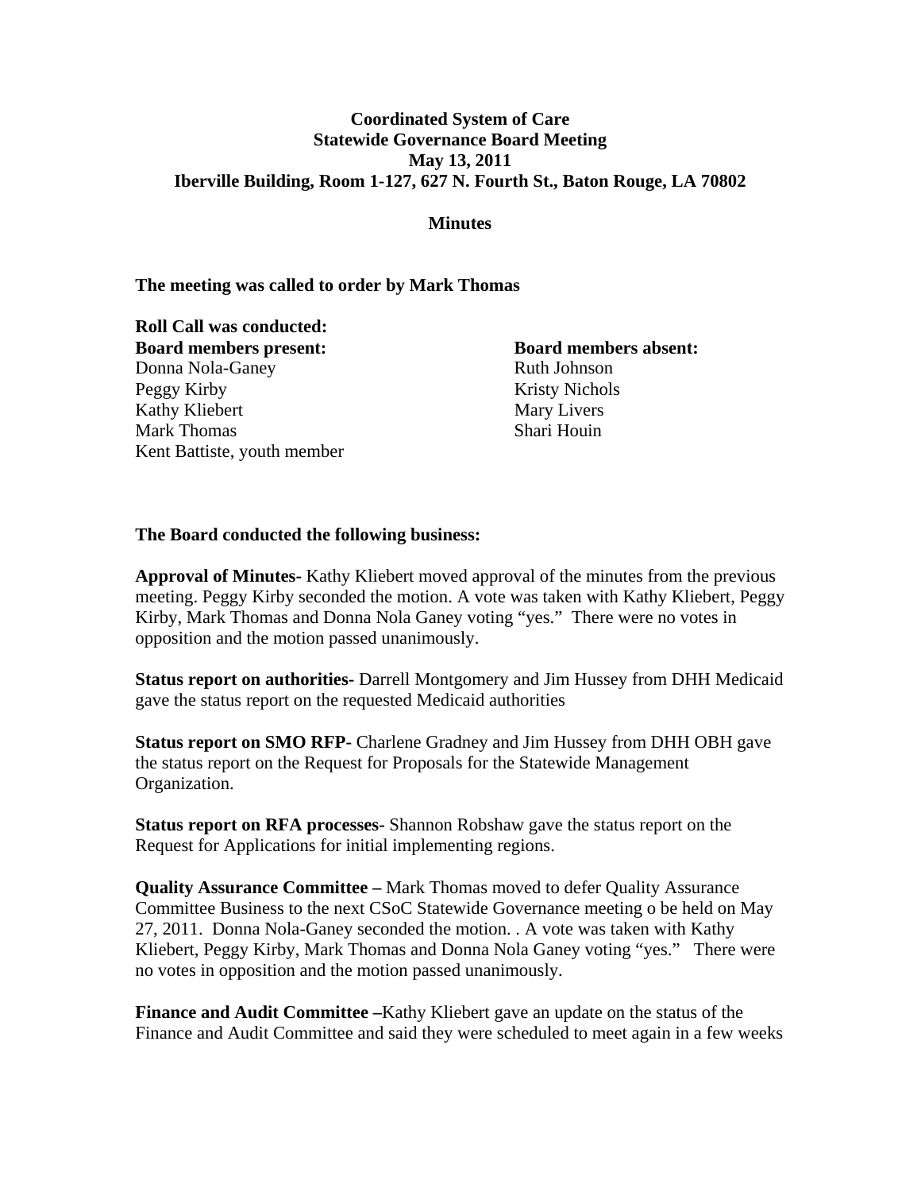**Coordinated System of Care**
**Statewide Governance Board Meeting**
**May 13, 2011**
**Iberville Building, Room 1-127, 627 N. Fourth St., Baton Rouge, LA 70802**

**Minutes**

**The meeting was called to order by Mark Thomas**

**Roll Call was conducted:**

**Board members present:**
Donna Nola-Ganey
Peggy Kirby
Kathy Kliebert
Mark Thomas
Kent Battiste, youth member

**Board members absent:**
Ruth Johnson
Kristy Nichols
Mary Livers
Shari Houin

**The Board conducted the following business:**

**Approval of Minutes-** Kathy Kliebert moved approval of the minutes from the previous meeting. Peggy Kirby seconded the motion. A vote was taken with Kathy Kliebert, Peggy Kirby, Mark Thomas and Donna Nola Ganey voting "yes." There were no votes in opposition and the motion passed unanimously.

**Status report on authorities-** Darrell Montgomery and Jim Hussey from DHH Medicaid gave the status report on the requested Medicaid authorities

**Status report on SMO RFP-** Charlene Gradney and Jim Hussey from DHH OBH gave the status report on the Request for Proposals for the Statewide Management Organization.

**Status report on RFA processes-** Shannon Robshaw gave the status report on the Request for Applications for initial implementing regions.

**Quality Assurance Committee –** Mark Thomas moved to defer Quality Assurance Committee Business to the next CSoC Statewide Governance meeting o be held on May 27, 2011. Donna Nola-Ganey seconded the motion. . A vote was taken with Kathy Kliebert, Peggy Kirby, Mark Thomas and Donna Nola Ganey voting "yes." There were no votes in opposition and the motion passed unanimously.

**Finance and Audit Committee –**Kathy Kliebert gave an update on the status of the Finance and Audit Committee and said they were scheduled to meet again in a few weeks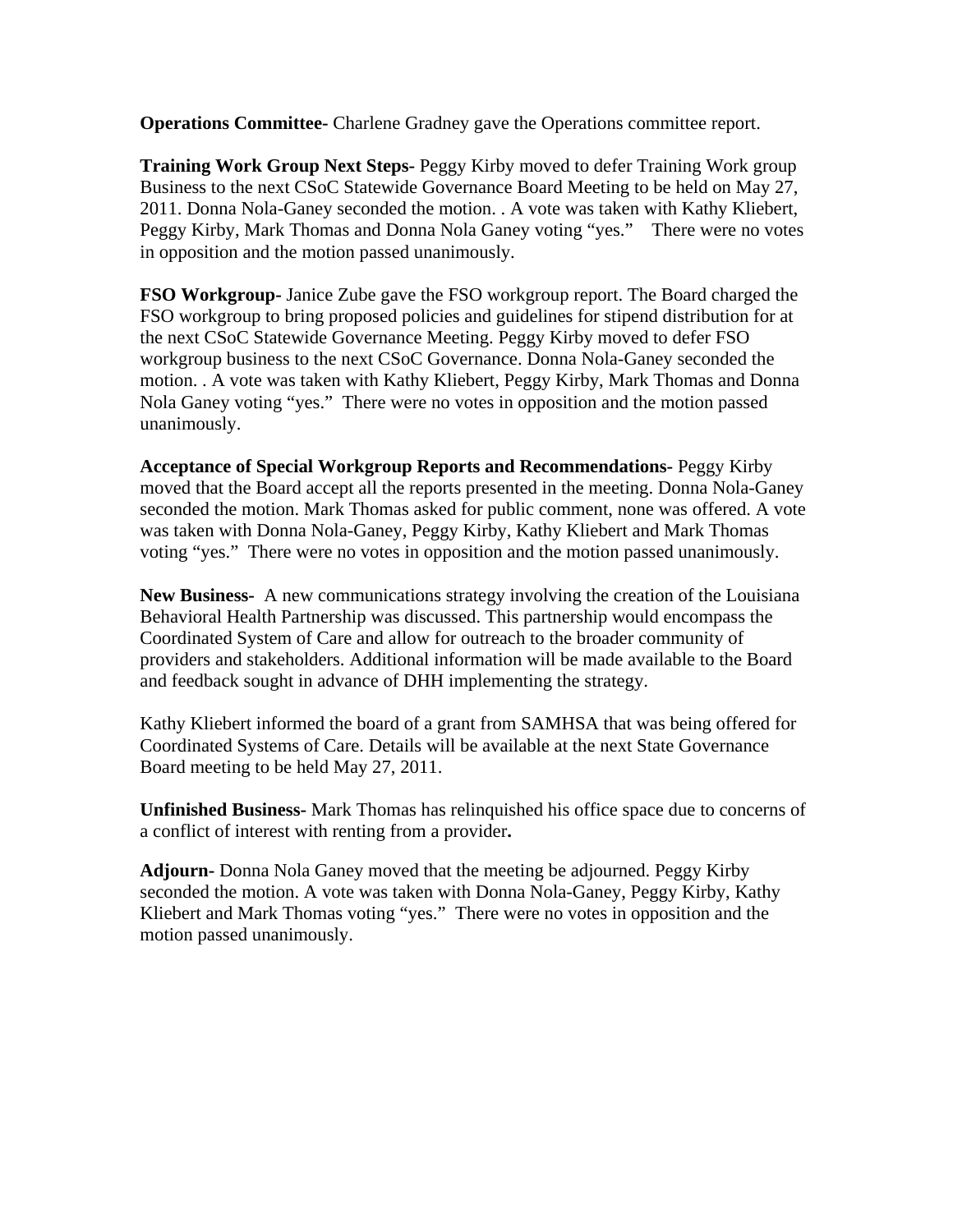**Operations Committee-** Charlene Gradney gave the Operations committee report.

**Training Work Group Next Steps-** Peggy Kirby moved to defer Training Work group Business to the next CSoC Statewide Governance Board Meeting to be held on May 27, 2011. Donna Nola-Ganey seconded the motion. . A vote was taken with Kathy Kliebert, Peggy Kirby, Mark Thomas and Donna Nola Ganey voting "yes." There were no votes in opposition and the motion passed unanimously.

**FSO Workgroup-** Janice Zube gave the FSO workgroup report. The Board charged the FSO workgroup to bring proposed policies and guidelines for stipend distribution for at the next CSoC Statewide Governance Meeting. Peggy Kirby moved to defer FSO workgroup business to the next CSoC Governance. Donna Nola-Ganey seconded the motion. . A vote was taken with Kathy Kliebert, Peggy Kirby, Mark Thomas and Donna Nola Ganey voting "yes." There were no votes in opposition and the motion passed unanimously.

**Acceptance of Special Workgroup Reports and Recommendations-** Peggy Kirby moved that the Board accept all the reports presented in the meeting. Donna Nola-Ganey seconded the motion. Mark Thomas asked for public comment, none was offered. A vote was taken with Donna Nola-Ganey, Peggy Kirby, Kathy Kliebert and Mark Thomas voting "yes." There were no votes in opposition and the motion passed unanimously.

**New Business-** A new communications strategy involving the creation of the Louisiana Behavioral Health Partnership was discussed. This partnership would encompass the Coordinated System of Care and allow for outreach to the broader community of providers and stakeholders. Additional information will be made available to the Board and feedback sought in advance of DHH implementing the strategy.

Kathy Kliebert informed the board of a grant from SAMHSA that was being offered for Coordinated Systems of Care. Details will be available at the next State Governance Board meeting to be held May 27, 2011.

**Unfinished Business-** Mark Thomas has relinquished his office space due to concerns of a conflict of interest with renting from a provider**.**

**Adjourn-** Donna Nola Ganey moved that the meeting be adjourned. Peggy Kirby seconded the motion. A vote was taken with Donna Nola-Ganey, Peggy Kirby, Kathy Kliebert and Mark Thomas voting "yes." There were no votes in opposition and the motion passed unanimously.